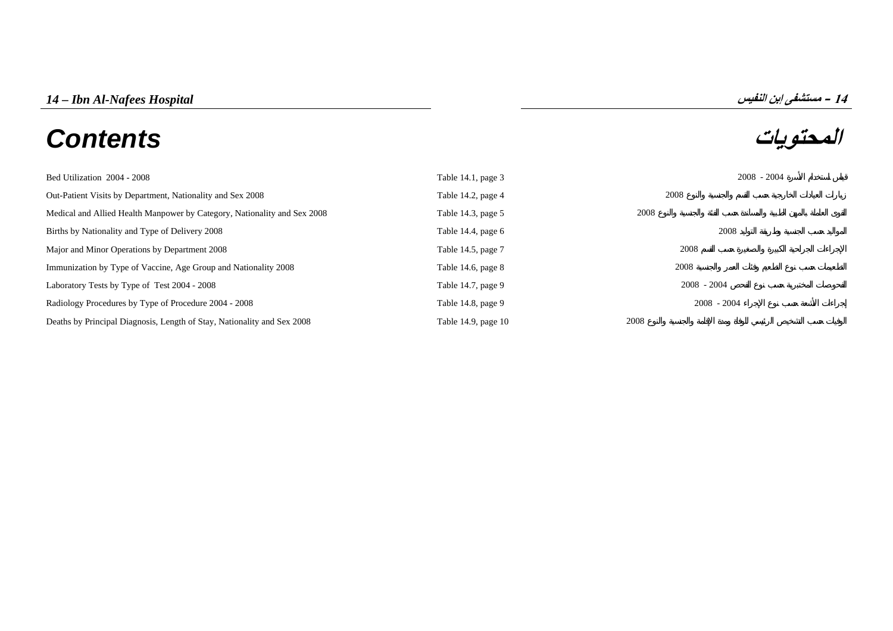## 14 – Ibn Al-Nafees Hospital

## 14 – مستشفى إبن النفيس

# Contents

# المحتويات

| | | |
|---|---|---|
| Bed Utilization 2004 - 2008 | Table 14.1, page 3 | قياس استخدام الأسرة 2004 - 2008 |
| Out-Patient Visits by Department, Nationality and Sex 2008 | Table 14.2, page 4 | زيارات العيادات الخارجية حسب القسم والجنسية والنوع 2008 |
| Medical and Allied Health Manpower by Category, Nationality and Sex 2008 | Table 14.3, page 5 | القوى العاملة بالمهن الطبية والمساندة حسب الفئة والجنسية والنوع 2008 |
| Births by Nationality and Type of Delivery 2008 | Table 14.4, page 6 | المواليد حسب الجنسية وطريقة التوليد 2008 |
| Major and Minor Operations by Department 2008 | Table 14.5, page 7 | الإجراءات الجراحية الكبيرة والصغيرة حسب القسم 2008 |
| Immunization by Type of Vaccine, Age Group and Nationality 2008 | Table 14.6, page 8 | التطعيمات حسب نوع التطعيم وفئات العمر والجنسية 2008 |
| Laboratory Tests by Type of Test 2004 - 2008 | Table 14.7, page 9 | الفحوصات المختبرية حسب نوع الفحص 2004 - 2008 |
| Radiology Procedures by Type of Procedure 2004 - 2008 | Table 14.8, page 9 | إجراءات الأشعة حسب نوع الإجراء 2004 - 2008 |
| Deaths by Principal Diagnosis, Length of Stay, Nationality and Sex 2008 | Table 14.9, page 10 | الوفيات حسب التشخيص الرئيسي للوفاة ومدة الإقامة والجنسية والنوع 2008 |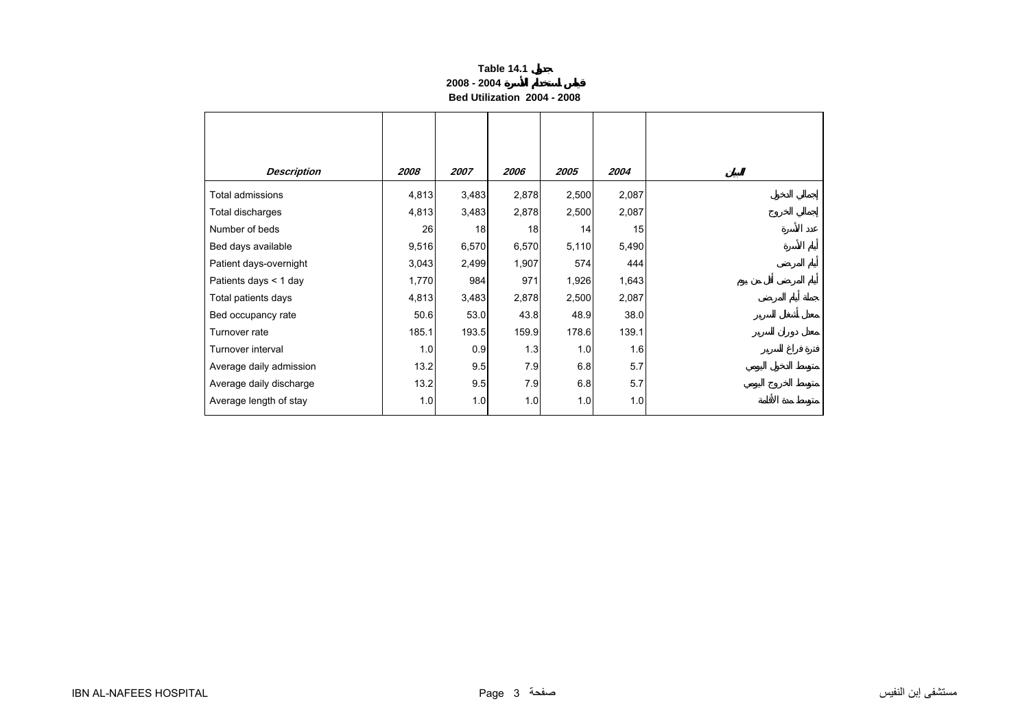**Table 14.1 جدول**

**2008 - 2004 قياس استخدام الأسرة**

**Bed Utilization 2004 - 2008**

| *Description* | *2008* | *2007* | *2006* | *2005* | *2004* | البيان |
|---|---|---|---|---|---|---|
| Total admissions | 4,813 | 3,483 | 2,878 | 2,500 | 2,087 | إجمالي الدخول |
| Total discharges | 4,813 | 3,483 | 2,878 | 2,500 | 2,087 | إجمالي الخروج |
| Number of beds | 26 | 18 | 18 | 14 | 15 | عدد الأسرة |
| Bed days available | 9,516 | 6,570 | 6,570 | 5,110 | 5,490 | أيام الأسرة |
| Patient days-overnight | 3,043 | 2,499 | 1,907 | 574 | 444 | أيام المرضى |
| Patients days < 1 day | 1,770 | 984 | 971 | 1,926 | 1,643 | أيام المرضى أقل من يوم |
| Total patients days | 4,813 | 3,483 | 2,878 | 2,500 | 2,087 | جملة أيام المرضى |
| Bed occupancy rate | 50.6 | 53.0 | 43.8 | 48.9 | 38.0 | معدل أشغال السرير |
| Turnover rate | 185.1 | 193.5 | 159.9 | 178.6 | 139.1 | معدل دوران السرير |
| Turnover interval | 1.0 | 0.9 | 1.3 | 1.0 | 1.6 | فترة فراغ السرير |
| Average daily admission | 13.2 | 9.5 | 7.9 | 6.8 | 5.7 | متوسط الدخول اليومي |
| Average daily discharge | 13.2 | 9.5 | 7.9 | 6.8 | 5.7 | متوسط الخروج اليومي |
| Average length of stay | 1.0 | 1.0 | 1.0 | 1.0 | 1.0 | متوسط مدة الأقامة |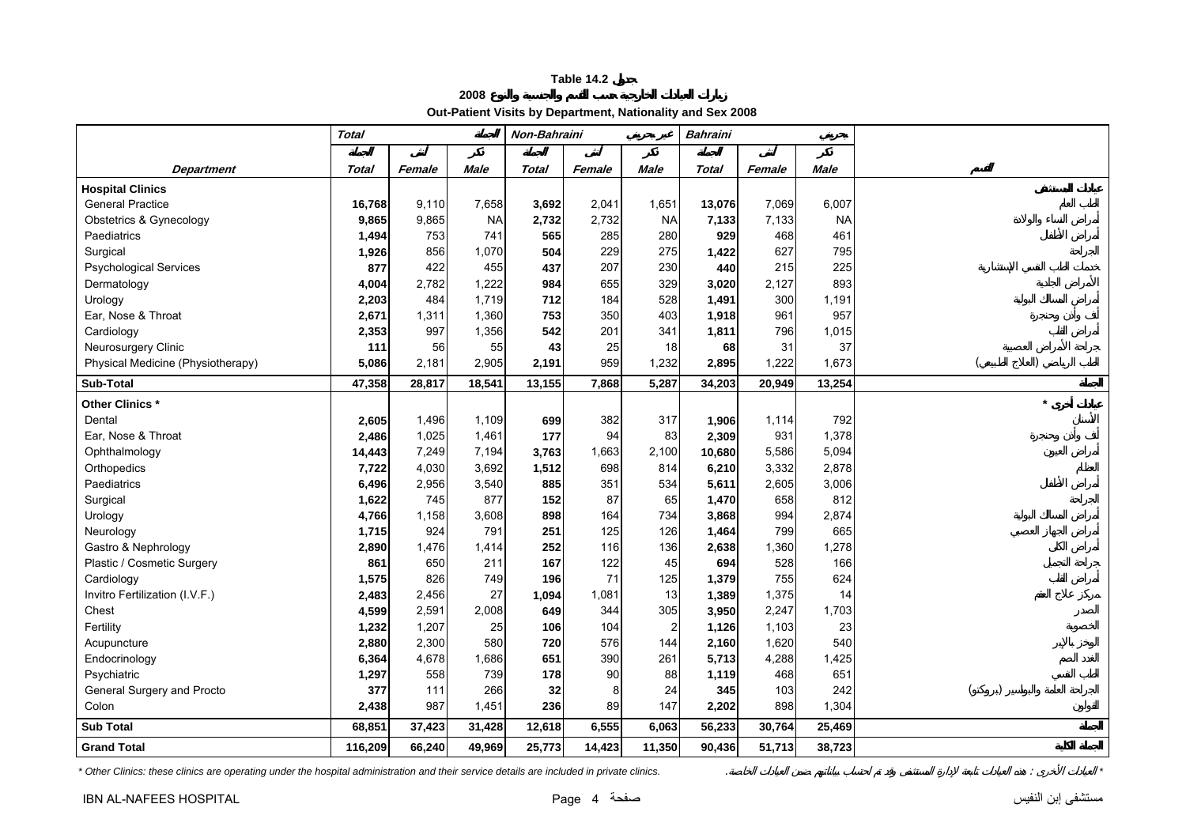**Table 14.2 جدول**

**زيارات العيادات الخارجية حسب القسم والجنسية والنوع 2008**

**Out-Patient Visits by Department, Nationality and Sex 2008**

| | Total | | الجملة | Non-Bahraini | | غير بحريني | Bahraini | | بحريني | |
|---|---|---|---|---|---|---|---|---|---|---|
| | الجملة | أنثى | ذكر | الجملة | أنثى | ذكر | الجملة | أنثى | ذكر | |
| **Department** | **Total** | **Female** | **Male** | **Total** | **Female** | **Male** | **Total** | **Female** | **Male** | **القسم** |
| **Hospital Clinics** | | | | | | | | | | **عيادات المستشفى** |
| General Practice | **16,768** | 9,110 | 7,658 | **3,692** | 2,041 | 1,651 | **13,076** | 7,069 | 6,007 | الطب العام |
| Obstetrics & Gynecology | **9,865** | 9,865 | NA | **2,732** | 2,732 | NA | **7,133** | 7,133 | NA | أمراض النساء والولادة |
| Paediatrics | **1,494** | 753 | 741 | **565** | 285 | 280 | **929** | 468 | 461 | أمراض الأطفال |
| Surgical | **1,926** | 856 | 1,070 | **504** | 229 | 275 | **1,422** | 627 | 795 | الجراحة |
| Psychological Services | **877** | 422 | 455 | **437** | 207 | 230 | **440** | 215 | 225 | خدمات الطب النفسي الإستشارية |
| Dermatology | **4,004** | 2,782 | 1,222 | **984** | 655 | 329 | **3,020** | 2,127 | 893 | الأمراض الجلدية |
| Urology | **2,203** | 484 | 1,719 | **712** | 184 | 528 | **1,491** | 300 | 1,191 | أمراض المسالك البولية |
| Ear, Nose & Throat | **2,671** | 1,311 | 1,360 | **753** | 350 | 403 | **1,918** | 961 | 957 | أنف وأذن وحنجرة |
| Cardiology | **2,353** | 997 | 1,356 | **542** | 201 | 341 | **1,811** | 796 | 1,015 | أمراض القلب |
| Neurosurgery Clinic | **111** | 56 | 55 | **43** | 25 | 18 | **68** | 31 | 37 | جراحة الأمراض العصبية |
| Physical Medicine (Physiotherapy) | **5,086** | 2,181 | 2,905 | **2,191** | 959 | 1,232 | **2,895** | 1,222 | 1,673 | الطب الرياضي (العلاج الطبيعي) |
| **Sub-Total** | **47,358** | **28,817** | **18,541** | **13,155** | **7,868** | **5,287** | **34,203** | **20,949** | **13,254** | **الجملة** |
| **Other Clinics *** | | | | | | | | | | **عيادات أخرى *** |
| Dental | **2,605** | 1,496 | 1,109 | **699** | 382 | 317 | **1,906** | 1,114 | 792 | الأسنان |
| Ear, Nose & Throat | **2,486** | 1,025 | 1,461 | **177** | 94 | 83 | **2,309** | 931 | 1,378 | أنف وأذن وحنجرة |
| Ophthalmology | **14,443** | 7,249 | 7,194 | **3,763** | 1,663 | 2,100 | **10,680** | 5,586 | 5,094 | أمراض العيون |
| Orthopedics | **7,722** | 4,030 | 3,692 | **1,512** | 698 | 814 | **6,210** | 3,332 | 2,878 | العظام |
| Paediatrics | **6,496** | 2,956 | 3,540 | **885** | 351 | 534 | **5,611** | 2,605 | 3,006 | أمراض الأطفال |
| Surgical | **1,622** | 745 | 877 | **152** | 87 | 65 | **1,470** | 658 | 812 | الجراحة |
| Urology | **4,766** | 1,158 | 3,608 | **898** | 164 | 734 | **3,868** | 994 | 2,874 | أمراض المسالك البولية |
| Neurology | **1,715** | 924 | 791 | **251** | 125 | 126 | **1,464** | 799 | 665 | أمراض الجهاز العصبي |
| Gastro & Nephrology | **2,890** | 1,476 | 1,414 | **252** | 116 | 136 | **2,638** | 1,360 | 1,278 | أمراض الكلى |
| Plastic / Cosmetic Surgery | **861** | 650 | 211 | **167** | 122 | 45 | **694** | 528 | 166 | جراحة التجميل |
| Cardiology | **1,575** | 826 | 749 | **196** | 71 | 125 | **1,379** | 755 | 624 | أمراض القلب |
| Invitro Fertilization (I.V.F.) | **2,483** | 2,456 | 27 | **1,094** | 1,081 | 13 | **1,389** | 1,375 | 14 | مركز علاج العقم |
| Chest | **4,599** | 2,591 | 2,008 | **649** | 344 | 305 | **3,950** | 2,247 | 1,703 | الصدر |
| Fertility | **1,232** | 1,207 | 25 | **106** | 104 | 2 | **1,126** | 1,103 | 23 | الخصوبة |
| Acupuncture | **2,880** | 2,300 | 580 | **720** | 576 | 144 | **2,160** | 1,620 | 540 | الوخز بالإبر |
| Endocrinology | **6,364** | 4,678 | 1,686 | **651** | 390 | 261 | **5,713** | 4,288 | 1,425 | الغدد الصم |
| Psychiatric | **1,297** | 558 | 739 | **178** | 90 | 88 | **1,119** | 468 | 651 | الطب النفسي |
| General Surgery and Procto | **377** | 111 | 266 | **32** | 8 | 24 | **345** | 103 | 242 | الجراحة العامة والبواسير (بروكتو) |
| Colon | **2,438** | 987 | 1,451 | **236** | 89 | 147 | **2,202** | 898 | 1,304 | القولون |
| **Sub Total** | **68,851** | **37,423** | **31,428** | **12,618** | **6,555** | **6,063** | **56,233** | **30,764** | **25,469** | **الجملة** |
| **Grand Total** | **116,209** | **66,240** | **49,969** | **25,773** | **14,423** | **11,350** | **90,436** | **51,713** | **38,723** | **الجملة الكلية** |

*\* Other Clinics: these clinics are operating under the hospital administration and their service details are included in private clinics.*

*\* العيادات الأخرى : هذه العيادات تابعة لإدارة المستشفى وقد تم احتساب بياناتهم ضمن العيادات الخاصة.*

IBN AL-NAFEES HOSPITAL — مستشفى إبن النفيس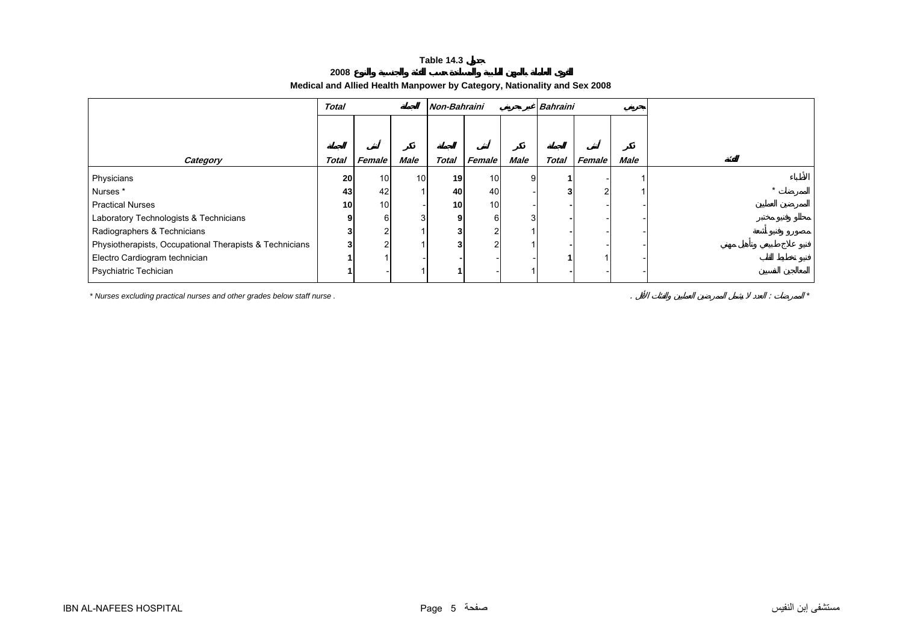**Table 14.3 جدول**

**القوى العاملة بالمهن الطبية والمساندة حسب الفئة والجنسية والنوع 2008**

**Medical and Allied Health Manpower by Category, Nationality and Sex 2008**

| | Total | | | Non-Bahraini | | | Bahraini | | | |
|---|---|---|---|---|---|---|---|---|---|---|
| | الجملة | أنثى | ذكر | الجملة | أنثى | ذكر | الجملة | أنثى | ذكر | |
| Category | Total | Female | Male | Total | Female | Male | Total | Female | Male | الفئة |
| Physicians | **20** | 10 | 10 | **19** | 10 | 9 | **1** | - | 1 | الأطباء |
| Nurses * | **43** | 42 | 1 | **40** | 40 | - | **3** | 2 | 1 | الممرضات * |
| Practical Nurses | **10** | 10 | - | **10** | 10 | - | **-** | - | - | الممرضين العملين |
| Laboratory Technologists & Technicians | **9** | 6 | 3 | **9** | 6 | 3 | **-** | - | - | محللو وفنيو مختبر |
| Radiographers & Technicians | **3** | 2 | 1 | **3** | 2 | 1 | **-** | - | - | مصورو وفنيو أشعة |
| Physiotherapists, Occupational Therapists & Technicians | **3** | 2 | 1 | **3** | 2 | 1 | **-** | - | - | فنيو علاج طبيعي وتأهيل مهني |
| Electro Cardiogram technician | **1** | 1 | - | **-** | - | - | **1** | 1 | - | فنيو تخطيط القلب |
| Psychiatric Techician | **1** | - | 1 | **1** | - | 1 | **-** | - | - | المعالجين النفسيين |

* Nurses excluding practical nurses and other grades below staff nurse .

* الممرضات : العدد لا يشمل الممرضين العمليين والفئات الأقل .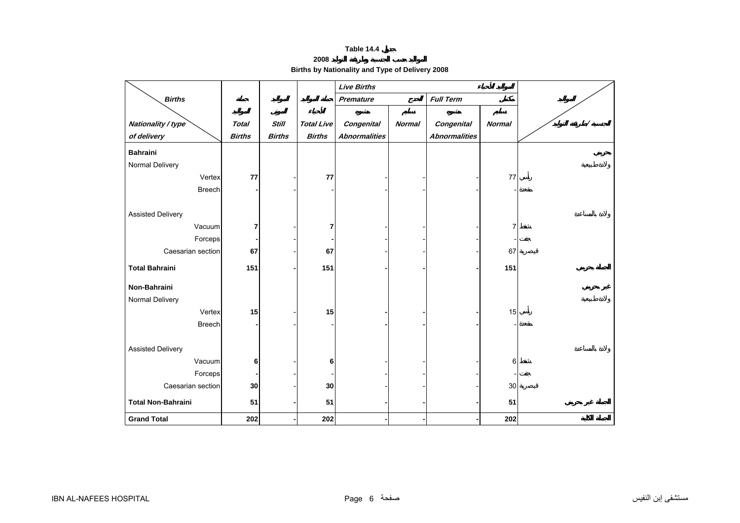**Table 14.4 جدول**

**المواليد حسب الجنسية وطريقة التوليد 2008**

**Births by Nationality and Type of Delivery 2008**

| Births / Nationality / type of delivery | جملة المواليد Total Births | المواليد الموتى Still Births | جملة المواليد الأحياء Total Live Births | Live Births المواليد الأحياء — Premature الخدج — مشوه Congenital Abnormalities | سليم Normal | Full Term مكتمل — مشوه Congenital Abnormalities | سليم Normal | المواليد / الجنسية / طريقة التوليد |
|---|---|---|---|---|---|---|---|---|
| **Bahraini** | | | | | | | | **بحريني** |
| Normal Delivery | | | | | | | | ولادة طبيعية |
| Vertex | **77** | - | **77** | - | - | - | 77 | رأسي |
| Breech | **-** | - | - | - | - | - | - | مقعدة |
| Assisted Delivery | | | | | | | | ولادة بالمساعدة |
| Vacuum | **7** | - | **7** | - | - | - | 7 | شفط |
| Forceps | **-** | - | **-** | - | - | - | - | جفت |
| Caesarian section | **67** | - | **67** | - | - | - | 67 | قيصرية |
| **Total Bahraini** | **151** | **-** | **151** | **-** | **-** | **-** | **151** | **الجملة بحريني** |
| **Non-Bahraini** | | | | | | | | **غير بحريني** |
| Normal Delivery | | | | | | | | ولادة طبيعية |
| Vertex | **15** | - | **15** | **-** | **-** | **-** | 15 | رأسي |
| Breech | **-** | - | - | **-** | **-** | **-** | - | مقعدة |
| Assisted Delivery | | | | | | | | ولادة بالمساعدة |
| Vacuum | **6** | - | **6** | - | - | - | 6 | شفط |
| Forceps | **-** | - | - | - | - | - | - | جفت |
| Caesarian section | **30** | - | **30** | - | - | - | 30 | قيصرية |
| **Total Non-Bahraini** | **51** | **-** | **51** | **-** | **-** | **-** | **51** | **الجملة غير بحريني** |
| **Grand Total** | **202** | **-** | **202** | **-** | **-** | **-** | **202** | **الجملة الكلية** |

IBN AL-NAFEES HOSPITAL مستشفى إبن النفيس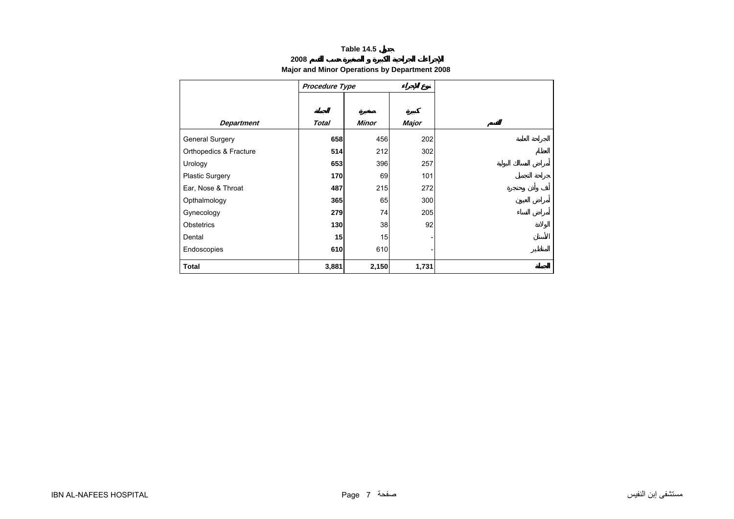**Table 14.5 جدول**

**2008 الإجراءات الجراحية الكبيرة و الصغيرة حسب القسم**

**Major and Minor Operations by Department 2008**

| | *Procedure Type* | نوع الإجراء | | |
|---|---|---|---|---|
| *Department* | الجملة *Total* | صغيرة *Minor* | كبيرة *Major* | القسم |
| General Surgery | **658** | 456 | 202 | الجراحة العامة |
| Orthopedics & Fracture | **514** | 212 | 302 | العظام |
| Urology | **653** | 396 | 257 | أمراض المسالك البولية |
| Plastic Surgery | **170** | 69 | 101 | جراحة التجميل |
| Ear, Nose & Throat | **487** | 215 | 272 | أنف وأذن وحنجرة |
| Opthalmology | **365** | 65 | 300 | أمراض العيون |
| Gynecology | **279** | 74 | 205 | أمراض النساء |
| Obstetrics | **130** | 38 | 92 | الولادة |
| Dental | **15** | 15 | - | الأسنان |
| Endoscopies | **610** | 610 | - | المناظير |
| **Total** | **3,881** | **2,150** | **1,731** | **الجملة** |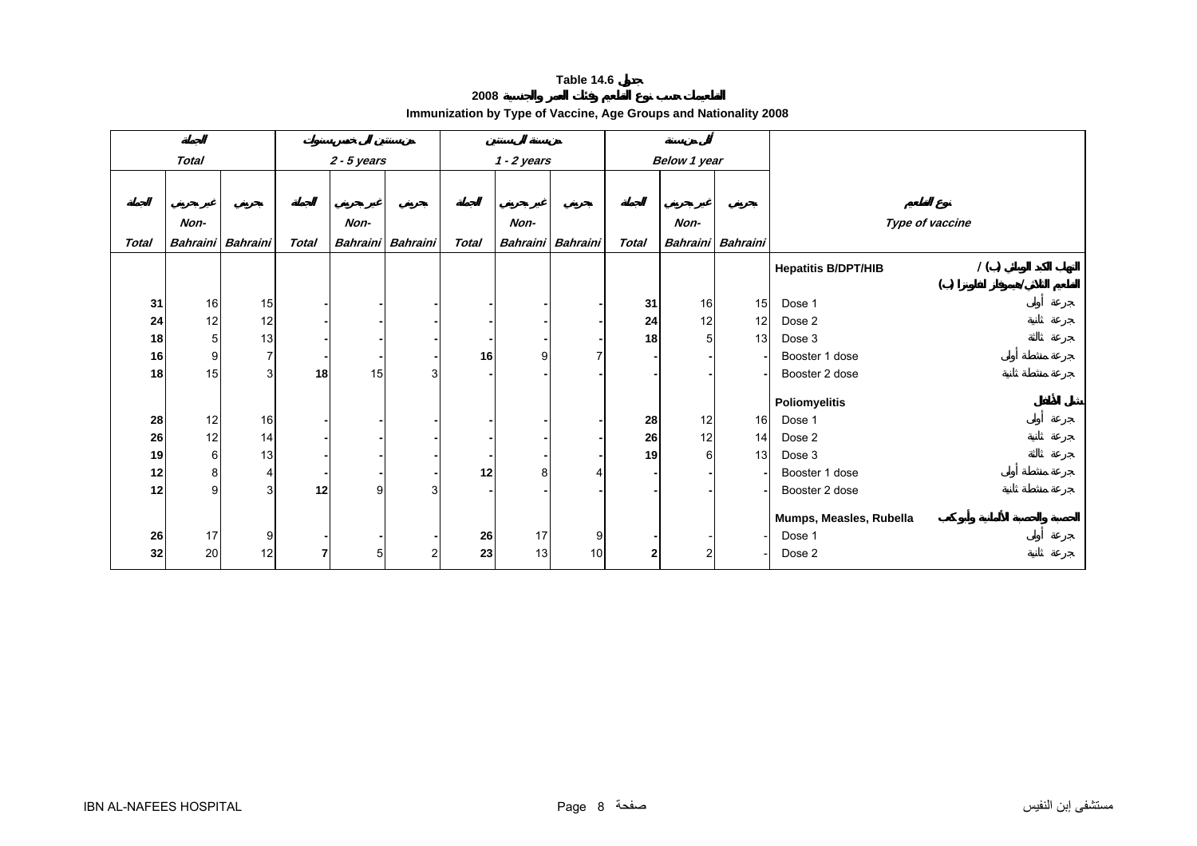**Table 14.6 جدول**

**التطعيمات حسب نوع التطعيم وفئات العمر والجنسية 2008**

**Immunization by Type of Vaccine, Age Groups and Nationality 2008**

| الجملة *Total* | | | من سنتين إلى خمس سنوات *2 - 5 years* | | | من سنة إلى سنتين *1 - 2 years* | | | أقل من سنة *Below 1 year* | | | نوع التطعيم *Type of vaccine* |
|---|---|---|---|---|---|---|---|---|---|---|---|---|
| الجملة *Total* | غير بحريني *Non-Bahraini* | بحريني *Bahraini* | الجملة *Total* | غير بحريني *Non-Bahraini* | بحريني *Bahraini* | الجملة *Total* | غير بحريني *Non-Bahraini* | بحريني *Bahraini* | الجملة *Total* | غير بحريني *Non-Bahraini* | بحريني *Bahraini* | |
| | | | | | | | | | | | | **Hepatitis B/DPT/HIB** التهاب الكبد الوبائي (ب) / الثلاثي/هيموفلز انفلونزا (ب) |
| **31** | 16 | 15 | **-** | - | - | **-** | - | - | **31** | 16 | 15 | Dose 1 جرعة أولى |
| **24** | 12 | 12 | **-** | - | - | **-** | - | - | **24** | 12 | 12 | Dose 2 جرعة ثانية |
| **18** | 5 | 13 | **-** | - | - | **-** | - | - | **18** | 5 | 13 | Dose 3 جرعة ثالثة |
| **16** | 9 | 7 | **-** | - | - | **16** | 9 | 7 | **-** | - | - | Booster 1 dose جرعة منشطة أولى |
| **18** | 15 | 3 | **18** | 15 | 3 | **-** | - | - | **-** | - | - | Booster 2 dose جرعة منشطة ثانية |
| | | | | | | | | | | | | **Poliomyelitis** شلل الأطفال |
| **28** | 12 | 16 | **-** | - | - | **-** | - | - | **28** | 12 | 16 | Dose 1 جرعة أولى |
| **26** | 12 | 14 | **-** | - | - | **-** | - | - | **26** | 12 | 14 | Dose 2 جرعة ثانية |
| **19** | 6 | 13 | **-** | - | - | **-** | - | - | **19** | 6 | 13 | Dose 3 جرعة ثالثة |
| **12** | 8 | 4 | **-** | - | - | **12** | 8 | 4 | **-** | - | - | Booster 1 dose جرعة منشطة أولى |
| **12** | 9 | 3 | **12** | 9 | 3 | **-** | - | - | **-** | - | - | Booster 2 dose جرعة منشطة ثانية |
| | | | | | | | | | | | | **Mumps, Measles, Rubella** الحصبة والحصبة الألمانية وأبو كعب |
| **26** | 17 | 9 | **-** | - | - | **26** | 17 | 9 | **-** | - | - | Dose 1 جرعة أولى |
| **32** | 20 | 12 | **7** | 5 | 2 | **23** | 13 | 10 | **2** | 2 | - | Dose 2 جرعة ثانية |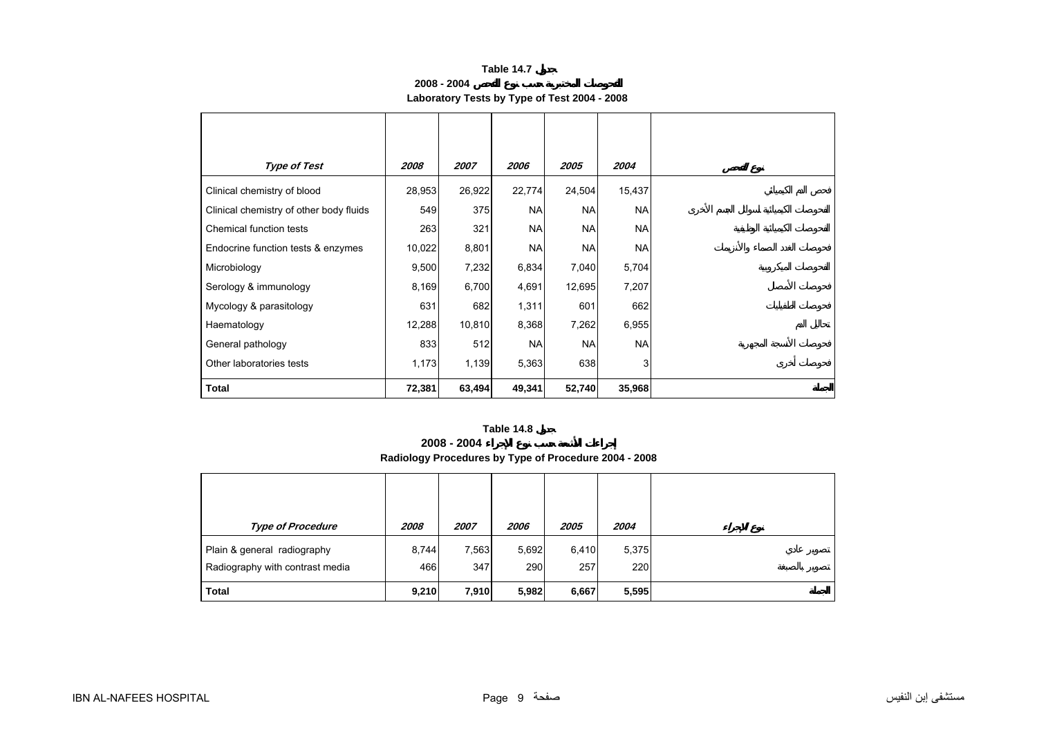**Table 14.7 جدول**

**التحاليل المختبرية حسب نوع الفحص 2004 - 2008**

**Laboratory Tests by Type of Test 2004 - 2008**

| Type of Test | 2008 | 2007 | 2006 | 2005 | 2004 | نوع الفحص |
|---|---|---|---|---|---|---|
| Clinical chemistry of blood | 28,953 | 26,922 | 22,774 | 24,504 | 15,437 | فحص الدم الكيميائي |
| Clinical chemistry of other body fluids | 549 | 375 | NA | NA | NA | الفحوصات الكيميائية لسوائل الجسم الأخرى |
| Chemical function tests | 263 | 321 | NA | NA | NA | الفحوصات الكيميائية الوظيفية |
| Endocrine function tests & enzymes | 10,022 | 8,801 | NA | NA | NA | فحوصات الغدد الصماء والأنزيمات |
| Microbiology | 9,500 | 7,232 | 6,834 | 7,040 | 5,704 | الفحوصات الميكروبية |
| Serology & immunology | 8,169 | 6,700 | 4,691 | 12,695 | 7,207 | فحوصات الأمصال |
| Mycology & parasitology | 631 | 682 | 1,311 | 601 | 662 | فحوصات الطفيليات |
| Haematology | 12,288 | 10,810 | 8,368 | 7,262 | 6,955 | تحاليل الدم |
| General pathology | 833 | 512 | NA | NA | NA | فحوصات الأنسجة المجهرية |
| Other laboratories tests | 1,173 | 1,139 | 5,363 | 638 | 3 | فحوصات أخرى |
| **Total** | **72,381** | **63,494** | **49,341** | **52,740** | **35,968** | **الجملة** |

**Table 14.8 جدول**

**إجراءات الأشعة حسب نوع الإجراء 2004 - 2008**

**Radiology Procedures by Type of Procedure 2004 - 2008**

| Type of Procedure | 2008 | 2007 | 2006 | 2005 | 2004 | نوع الإجراء |
|---|---|---|---|---|---|---|
| Plain & general radiography | 8,744 | 7,563 | 5,692 | 6,410 | 5,375 | تصوير عادي |
| Radiography with contrast media | 466 | 347 | 290 | 257 | 220 | تصوير بالصبغة |
| **Total** | **9,210** | **7,910** | **5,982** | **6,667** | **5,595** | **الجملة** |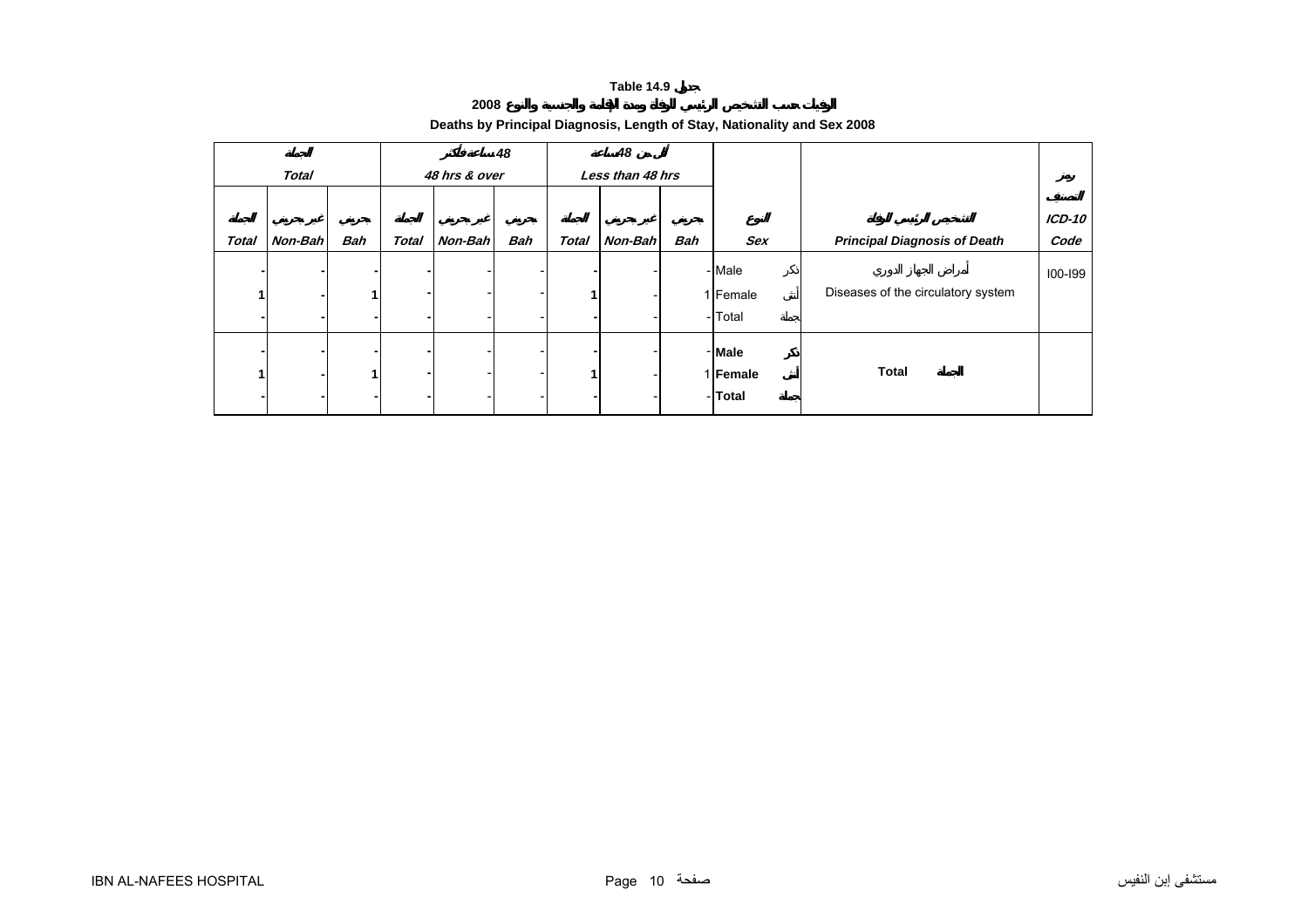**Table 14.9 جدول**

**2008 الوفيات حسب التشخيص الرئيسي للوفاة ومدة الإقامة والجنسية والنوع**

**Deaths by Principal Diagnosis, Length of Stay, Nationality and Sex 2008**

| الجملة Total | | | 48 ساعة فأكثر 48 hrs & over | | | أقل من 48 ساعة Less than 48 hrs | | | | | |
|---|---|---|---|---|---|---|---|---|---|---|---|
| الجملة Total | غير بحريني Non-Bah | بحريني Bah | الجملة Total | غير بحريني Non-Bah | بحريني Bah | الجملة Total | غير بحريني Non-Bah | بحريني Bah | النوع Sex | التشخيص الرئيسي للوفاة Principal Diagnosis of Death | رمز التصنيف ICD-10 Code |
| - | - | - | - | - | - | - | - | - | Male ذكر | أمراض الجهاز الدوري Diseases of the circulatory system | I00-I99 |
| 1 | - | 1 | - | - | - | 1 | - | 1 | Female أنثى | | |
| - | - | - | - | - | - | - | - | - | Total جملة | | |
| - | - | - | - | - | - | - | - | - | **Male ذكر** | **Total الجملة** | |
| 1 | - | 1 | - | - | - | 1 | - | 1 | **Female أنثى** | | |
| - | - | - | - | - | - | - | - | - | **Total جملة** | | |

IBN AL-NAFEES HOSPITAL مستشفى إبن النفيس